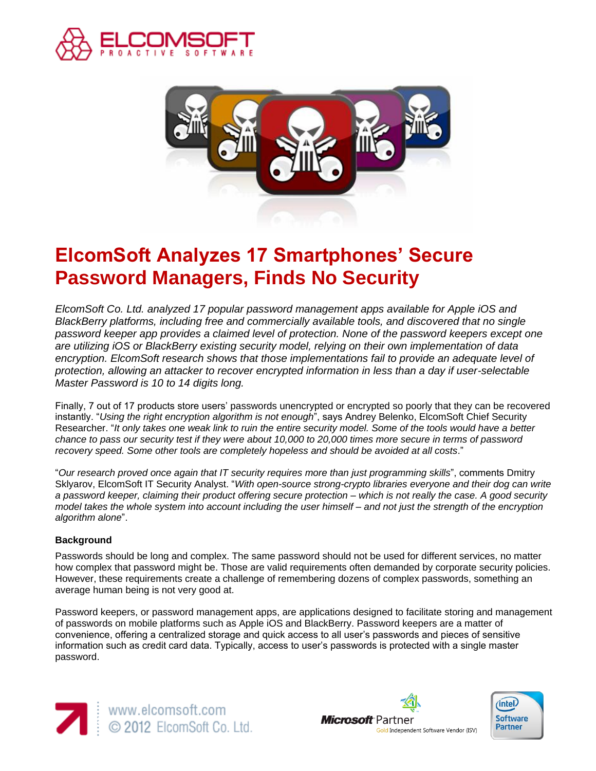# ElcomSoft Analyzes 17 Smartphones' Secure Password Managers, Finds No Security

*ElcomSoft Co. Ltd. analyzed 17 popular password management apps available for Apple iOS and BlackBerry platforms, including free and commercially available tools, and discovered that no single password keeper app provides a claimed level of protection. None of the password keepers except one are utilizing iOS or BlackBerry existing security model, relying on their own implementation of data encryption. ElcomSoft research shows that those implementations fail to provide an adequate level of protection, allowing an attacker to recover encrypted information in less than a day if user-selectable Master Password is 10 to 14 digits long.*

Finally, 7 out of 17 products store users' passwords unencrypted or encrypted so poorly that they can be recovered instantly. "*Using the right encryption algorithm is not enough*", says Andrey Belenko, ElcomSoft Chief Security Researcher. "*It only takes one weak link to ruin the entire security model. Some of the tools would have a better chance to pass our security test if they were about 10,000 to 20,000 times more secure in terms of password recovery speed. Some other tools are completely hopeless and should be avoided at all costs*."

"*Our research proved once again that IT security requires more than just programming skills*", comments Dmitry Sklyarov, ElcomSoft IT Security Analyst. "*With open-source strong-crypto libraries everyone and their dog can write a password keeper, claiming their product offering secure protection – which is not really the case. A good security model takes the whole system into account including the user himself – and not just the strength of the encryption algorithm alone*".

**Background**

Passwords should be long and complex. The same password should not be used for different services, no matter how complex that password might be. Those are valid requirements often demanded by corporate security policies. However, these requirements create a challenge of remembering dozens of complex passwords, something an average human being is not very good at.

Password keepers, or password management apps, are applications designed to facilitate storing and management of passwords on mobile platforms such as Apple iOS and BlackBerry. Password keepers are a matter of convenience, offering a centralized storage and quick access to all user's passwords and pieces of sensitive information such as credit card data. Typically, access to user's passwords is protected with a single master password.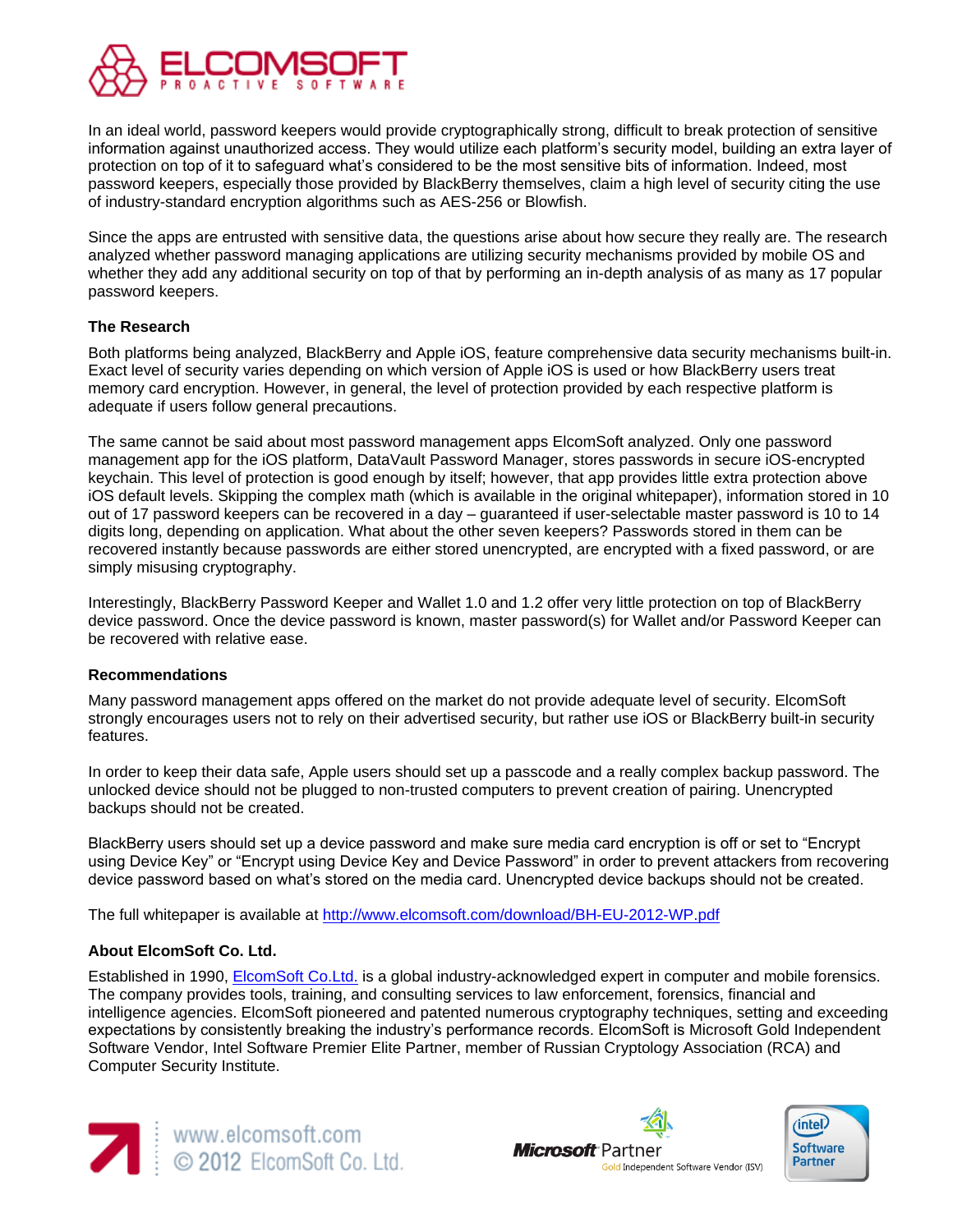In an ideal world, password keepers would provide cryptographically strong, difficult to break protection of sensitive information against unauthorized access. They would utilize each platform's security model, building an extra layer of protection on top of it to safeguard what's considered to be the most sensitive bits of information. Indeed, most password keepers, especially those provided by BlackBerry themselves, claim a high level of security citing the use of industry-standard encryption algorithms such as AES-256 or Blowfish.

Since the apps are entrusted with sensitive data, the questions arise about how secure they really are. The research analyzed whether password managing applications are utilizing security mechanisms provided by mobile OS and whether they add any additional security on top of that by performing an in-depth analysis of as many as 17 popular password keepers.

**The Research**

Both platforms being analyzed, BlackBerry and Apple iOS, feature comprehensive data security mechanisms built-in. Exact level of security varies depending on which version of Apple iOS is used or how BlackBerry users treat memory card encryption. However, in general, the level of protection provided by each respective platform is adequate if users follow general precautions.

The same cannot be said about most password management apps ElcomSoft analyzed. Only one password management app for the iOS platform, DataVault Password Manager, stores passwords in secure iOS-encrypted keychain. This level of protection is good enough by itself; however, that app provides little extra protection above iOS default levels. Skipping the complex math (which is available in the original whitepaper), information stored in 10 out of 17 password keepers can be recovered in a day – guaranteed if user-selectable master password is 10 to 14 digits long, depending on application. What about the other seven keepers? Passwords stored in them can be recovered instantly because passwords are either stored unencrypted, are encrypted with a fixed password, or are simply misusing cryptography.

Interestingly, BlackBerry Password Keeper and Wallet 1.0 and 1.2 offer very little protection on top of BlackBerry device password. Once the device password is known, master password(s) for Wallet and/or Password Keeper can be recovered with relative ease.

**Recommendations**

Many password management apps offered on the market do not provide adequate level of security. ElcomSoft strongly encourages users not to rely on their advertised security, but rather use iOS or BlackBerry built-in security features.

In order to keep their data safe, Apple users should set up a passcode and a really complex backup password. The unlocked device should not be plugged to non-trusted computers to prevent creation of pairing. Unencrypted backups should not be created.

BlackBerry users should set up a device password and make sure media card encryption is off or set to "Encrypt using Device Key" or "Encrypt using Device Key and Device Password" in order to prevent attackers from recovering device password based on what's stored on the media card. Unencrypted device backups should not be created.

The full whitepaper is available at http://www.elcomsoft.com/download/BH-EU-2012-WP.pdf

**About ElcomSoft Co. Ltd.**

Established in 1990, ElcomSoft Co.Ltd. is a global industry-acknowledged expert in computer and mobile forensics. The company provides tools, training, and consulting services to law enforcement, forensics, financial and intelligence agencies. ElcomSoft pioneered and patented numerous cryptography techniques, setting and exceeding expectations by consistently breaking the industry's performance records. ElcomSoft is Microsoft Gold Independent Software Vendor, Intel Software Premier Elite Partner, member of Russian Cryptology Association (RCA) and Computer Security Institute.